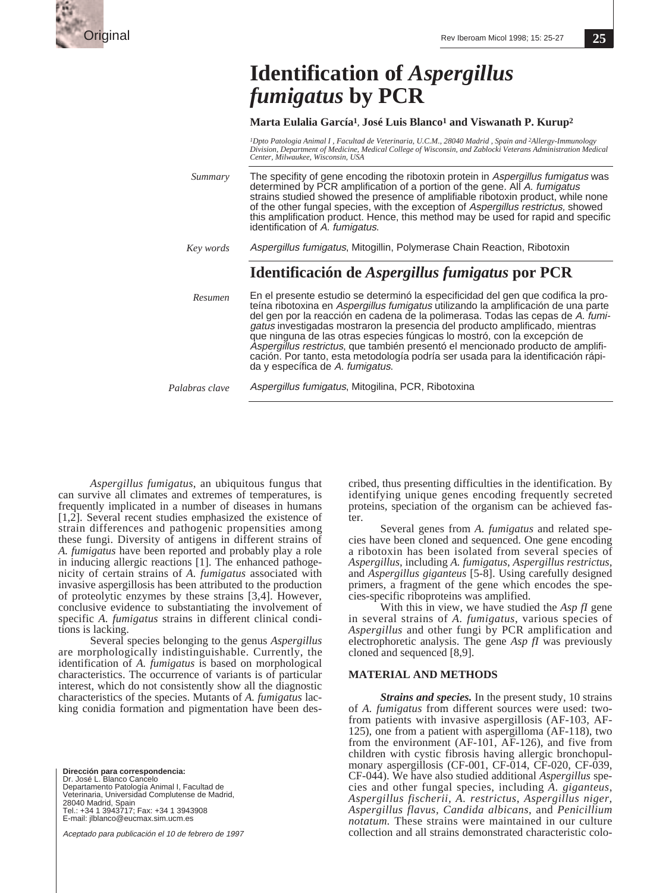Original

# Identification of *Aspergillus fumigatus* by PCR

**Marta Eulalia García[1], José Luis Blanco[1] and Viswanath P. Kurup[2]**

*[1]Dpto Patologia Animal I , Facultad de Veterinaria, U.C.M., 28040 Madrid , Spain and [2]Allergy-Immunology Division, Department of Medicine, Medical College of Wisconsin, and Zablocki Veterans Administration Medical Center, Milwaukee, Wisconsin, USA*

*Summary*

The specifity of gene encoding the ribotoxin protein in *Aspergillus fumigatus* was determined by PCR amplification of a portion of the gene. All *A. fumigatus* strains studied showed the presence of amplifiable ribotoxin product, while none of the other fungal species, with the exception of *Aspergillus restrictus,* showed this amplification product. Hence, this method may be used for rapid and specific identification of *A. fumigatus*.

*Key words*

*Aspergillus fumigatus*, Mitogillin, Polymerase Chain Reaction, Ribotoxin

## Identificación de *Aspergillus fumigatus* por PCR

*Resumen*

En el presente estudio se determinó la especificidad del gen que codifica la proteína ribotoxina en *Aspergillus fumigatus* utilizando la amplificación de una parte del gen por la reacción en cadena de la polimerasa. Todas las cepas de *A. fumigatus* investigadas mostraron la presencia del producto amplificado, mientras que ninguna de las otras especies fúngicas lo mostró, con la excepción de *Aspergillus restrictus*, que también presentó el mencionado producto de amplificación. Por tanto, esta metodología podría ser usada para la identificación rápida y específica de *A. fumigatus*.

*Palabras clave*

*Aspergillus fumigatus*, Mitogilina, PCR, Ribotoxina

*Aspergillus fumigatus*, an ubiquitous fungus that can survive all climates and extremes of temperatures, is frequently implicated in a number of diseases in humans [1,2]. Several recent studies emphasized the existence of strain differences and pathogenic propensities among these fungi. Diversity of antigens in different strains of *A. fumigatus* have been reported and probably play a role in inducing allergic reactions [1]. The enhanced pathogenicity of certain strains of *A. fumigatus* associated with invasive aspergillosis has been attributed to the production of proteolytic enzymes by these strains [3,4]. However, conclusive evidence to substantiating the involvement of specific *A. fumigatus* strains in different clinical conditions is lacking.

Several species belonging to the genus *Aspergillus* are morphologically indistinguishable. Currently, the identification of *A. fumigatus* is based on morphological characteristics. The occurrence of variants is of particular interest, which do not consistently show all the diagnostic characteristics of the species. Mutants of *A. fumigatus* lacking conidia formation and pigmentation have been described, thus presenting difficulties in the identification. By identifying unique genes encoding frequently secreted proteins, speciation of the organism can be achieved faster.

Several genes from *A. fumigatus* and related species have been cloned and sequenced. One gene encoding a ribotoxin has been isolated from several species of *Aspergillus*, including *A. fumigatus*, *Aspergillus restrictus*, and *Aspergillus giganteus* [5-8]. Using carefully designed primers, a fragment of the gene which encodes the species-specific riboproteins was amplified.

With this in view, we have studied the *Asp fI* gene in several strains of *A. fumigatus*, various species of *Aspergillus* and other fungi by PCR amplification and electrophoretic analysis. The gene *Asp fI* was previously cloned and sequenced [8,9].

## MATERIAL AND METHODS

***Strains and species.*** In the present study, 10 strains of *A. fumigatus* from different sources were used: two from patients with invasive aspergillosis (AF-103, AF-125), one from a patient with aspergilloma (AF-118), two from the environment (AF-101, AF-126), and five from children with cystic fibrosis having allergic bronchopulmonary aspergillosis (CF-001, CF-014, CF-020, CF-039, CF-044). We have also studied additional *Aspergillus* species and other fungal species, including *A. giganteus*, *Aspergillus fischerii*, *A. restrictus*, *Aspergillus niger, Aspergillus flavus, Candida albicans*, and *Penicillium notatum.* These strains were maintained in our culture collection and all strains demonstrated characteristic colo-

**Dirección para correspondencia:**
Dr. José L. Blanco Cancelo
Departamento Patología Animal I, Facultad de Veterinaria, Universidad Complutense de Madrid, 28040 Madrid, Spain
Tel.: +34 1 3943717; Fax: +34 1 3943908
E-mail: jlblanco@eucmax.sim.ucm.es

*Aceptado para publicación el 10 de febrero de 1997*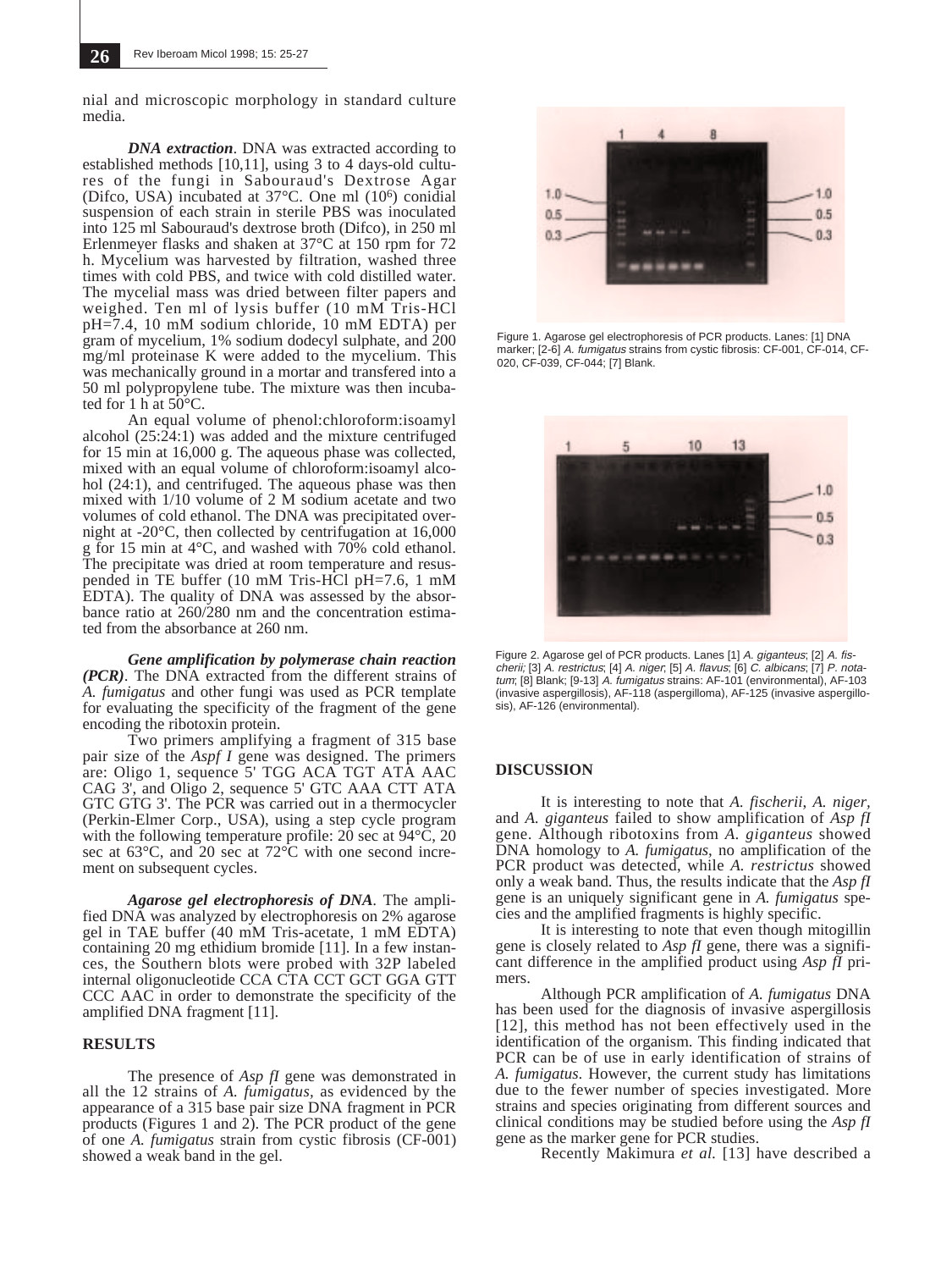nial and microscopic morphology in standard culture media.

***DNA extraction***. DNA was extracted according to established methods [10,11], using 3 to 4 days-old cultures of the fungi in Sabouraud's Dextrose Agar (Difco, USA) incubated at 37°C. One ml ($10^6$) conidial suspension of each strain in sterile PBS was inoculated into 125 ml Sabouraud's dextrose broth (Difco), in 250 ml Erlenmeyer flasks and shaken at 37°C at 150 rpm for 72 h. Mycelium was harvested by filtration, washed three times with cold PBS, and twice with cold distilled water. The mycelial mass was dried between filter papers and weighed. Ten ml of lysis buffer (10 mM Tris-HCl pH=7.4, 10 mM sodium chloride, 10 mM EDTA) per gram of mycelium, 1% sodium dodecyl sulphate, and 200 mg/ml proteinase K were added to the mycelium. This was mechanically ground in a mortar and transfered into a 50 ml polypropylene tube. The mixture was then incubated for 1 h at 50°C.

An equal volume of phenol:chloroform:isoamyl alcohol (25:24:1) was added and the mixture centrifuged for 15 min at 16,000 g. The aqueous phase was collected, mixed with an equal volume of chloroform:isoamyl alcohol (24:1), and centrifuged. The aqueous phase was then mixed with 1/10 volume of 2 M sodium acetate and two volumes of cold ethanol. The DNA was precipitated overnight at -20°C, then collected by centrifugation at 16,000 g for 15 min at 4°C, and washed with 70% cold ethanol. The precipitate was dried at room temperature and resuspended in TE buffer (10 mM Tris-HCl pH=7.6, 1 mM EDTA). The quality of DNA was assessed by the absorbance ratio at 260/280 nm and the concentration estimated from the absorbance at 260 nm.

***Gene amplification by polymerase chain reaction (PCR)***. The DNA extracted from the different strains of *A. fumigatus* and other fungi was used as PCR template for evaluating the specificity of the fragment of the gene encoding the ribotoxin protein.

Two primers amplifying a fragment of 315 base pair size of the *Aspf I* gene was designed. The primers are: Oligo 1, sequence 5' TGG ACA TGT ATA AAC CAG 3', and Oligo 2, sequence 5' GTC AAA CTT ATA GTC GTG 3'. The PCR was carried out in a thermocycler (Perkin-Elmer Corp., USA), using a step cycle program with the following temperature profile: 20 sec at 94°C, 20 sec at 63°C, and 20 sec at 72°C with one second increment on subsequent cycles.

***Agarose gel electrophoresis of DNA***. The amplified DNA was analyzed by electrophoresis on 2% agarose gel in TAE buffer (40 mM Tris-acetate, 1 mM EDTA) containing 20 mg ethidium bromide [11]. In a few instances, the Southern blots were probed with 32P labeled internal oligonucleotide CCA CTA CCT GCT GGA GTT CCC AAC in order to demonstrate the specificity of the amplified DNA fragment [11].

## RESULTS

The presence of *Asp fI* gene was demonstrated in all the 12 strains of *A. fumigatus*, as evidenced by the appearance of a 315 base pair size DNA fragment in PCR products (Figures 1 and 2). The PCR product of the gene of one *A. fumigatus* strain from cystic fibrosis (CF-001) showed a weak band in the gel.

Figure 1. Agarose gel electrophoresis of PCR products. Lanes: [1] DNA marker; [2-6] *A. fumigatus* strains from cystic fibrosis: CF-001, CF-014, CF-020, CF-039, CF-044; [7] Blank.

Figure 2. Agarose gel of PCR products. Lanes [1] *A. giganteus*; [2] *A. fischerii;* [3] *A. restrictus*; [4] *A. niger*; [5] *A. flavus*; [6] *C. albicans*; [7] *P. notatum*; [8] Blank; [9-13] *A. fumigatus* strains: AF-101 (environmental), AF-103 (invasive aspergillosis), AF-118 (aspergilloma), AF-125 (invasive aspergillosis), AF-126 (environmental).

## DISCUSSION

It is interesting to note that *A. fischerii*, *A. niger*, and *A. giganteus* failed to show amplification of *Asp fI* gene. Although ribotoxins from *A. giganteus* showed DNA homology to *A. fumigatus*, no amplification of the PCR product was detected, while *A. restrictus* showed only a weak band. Thus, the results indicate that the *Asp fI* gene is an uniquely significant gene in *A. fumigatus* species and the amplified fragments is highly specific.

It is interesting to note that even though mitogillin gene is closely related to *Asp fI* gene, there was a significant difference in the amplified product using *Asp fI* primers.

Although PCR amplification of *A. fumigatus* DNA has been used for the diagnosis of invasive aspergillosis [12], this method has not been effectively used in the identification of the organism. This finding indicated that PCR can be of use in early identification of strains of *A. fumigatus*. However, the current study has limitations due to the fewer number of species investigated. More strains and species originating from different sources and clinical conditions may be studied before using the *Asp fI* gene as the marker gene for PCR studies.

Recently Makimura *et al.* [13] have described a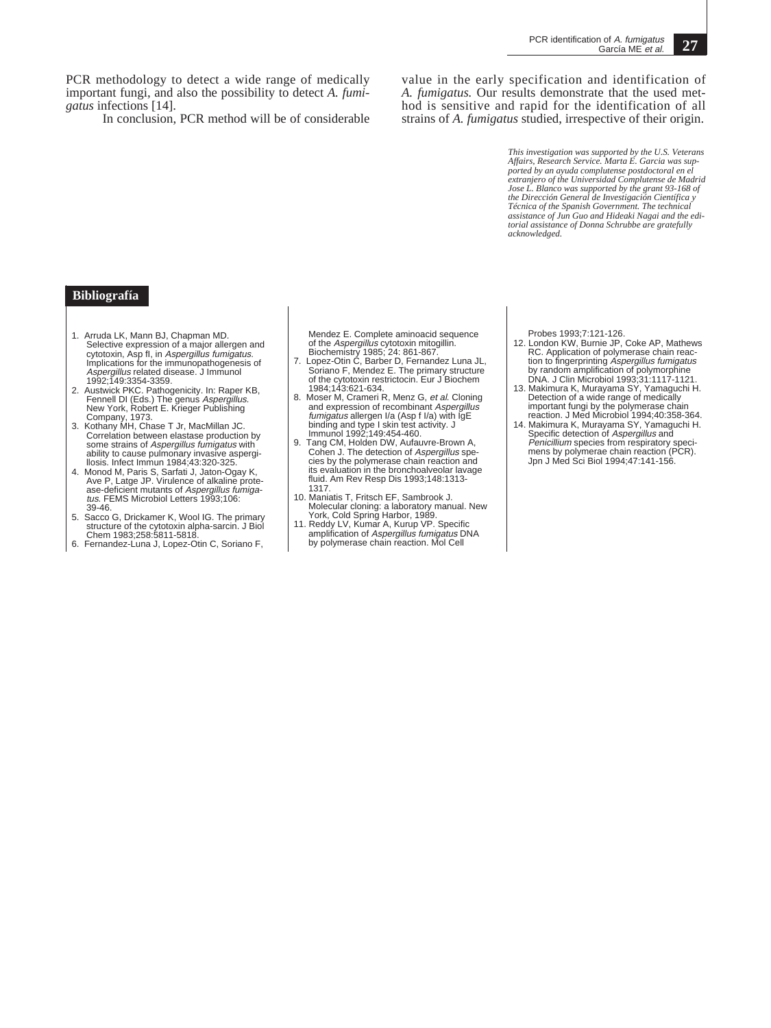PCR methodology to detect a wide range of medically important fungi, and also the possibility to detect *A. fumigatus* infections [14].

In conclusion, PCR method will be of considerable value in the early specification and identification of *A. fumigatus.* Our results demonstrate that the used method is sensitive and rapid for the identification of all strains of *A. fumigatus* studied, irrespective of their origin.

*This investigation was supported by the U.S. Veterans Affairs, Research Service. Marta E. Garcia was supported by an ayuda complutense postdoctoral en el extranjero of the Universidad Complutense de Madrid Jose L. Blanco was supported by the grant 93-168 of the Dirección General de Investigación Científica y Técnica of the Spanish Government. The technical assistance of Jun Guo and Hideaki Nagai and the editorial assistance of Donna Schrubbe are gratefully acknowledged.*

## Bibliografía

1. Arruda LK, Mann BJ, Chapman MD. Selective expression of a major allergen and cytotoxin, Asp fI, in *Aspergillus fumigatus.* Implications for the immunopathogenesis of *Aspergillus* related disease. J Immunol 1992;149:3354-3359.
2. Austwick PKC. Pathogenicity. In: Raper KB, Fennell DI (Eds.) The genus *Aspergillus.* New York, Robert E. Krieger Publishing Company, 1973.
3. Kothany MH, Chase T Jr, MacMillan JC. Correlation between elastase production by some strains of *Aspergillus fumigatus* with ability to cause pulmonary invasive aspergillosis. Infect Immun 1984;43:320-325.
4. Monod M, Paris S, Sarfati J, Jaton-Ogay K, Ave P, Latge JP. Virulence of alkaline protease-deficient mutants of *Aspergillus fumigatus.* FEMS Microbiol Letters 1993;106: 39-46.
5. Sacco G, Drickamer K, Wool IG. The primary structure of the cytotoxin alpha-sarcin. J Biol Chem 1983;258:5811-5818.
6. Fernandez-Luna J, Lopez-Otin C, Soriano F, Mendez E. Complete aminoacid sequence of the *Aspergillus* cytotoxin mitogillin. Biochemistry 1985; 24: 861-867.
7. Lopez-Otin C, Barber D, Fernandez Luna JL, Soriano F, Mendez E. The primary structure of the cytotoxin restrictocin. Eur J Biochem 1984;143:621-634.
8. Moser M, Crameri R, Menz G, *et al.* Cloning and expression of recombinant *Aspergillus fumigatus* allergen I/a (Asp f I/a) with IgE binding and type I skin test activity. J Immunol 1992;149:454-460.
9. Tang CM, Holden DW, Aufauvre-Brown A, Cohen J. The detection of *Aspergillus* species by the polymerase chain reaction and its evaluation in the bronchoalveolar lavage fluid. Am Rev Resp Dis 1993;148:1313-1317.
10. Maniatis T, Fritsch EF, Sambrook J. Molecular cloning: a laboratory manual. New York, Cold Spring Harbor, 1989.
11. Reddy LV, Kumar A, Kurup VP. Specific amplification of *Aspergillus fumigatus* DNA by polymerase chain reaction. Mol Cell Probes 1993;7:121-126.
12. London KW, Burnie JP, Coke AP, Mathews RC. Application of polymerase chain reaction to fingerprinting *Aspergillus fumigatus* by random amplification of polymorphine DNA. J Clin Microbiol 1993;31:1117-1121.
13. Makimura K, Murayama SY, Yamaguchi H. Detection of a wide range of medically important fungi by the polymerase chain reaction. J Med Microbiol 1994;40:358-364.
14. Makimura K, Murayama SY, Yamaguchi H. Specific detection of *Aspergillus* and *Penicillium* species from respiratory specimens by polymerae chain reaction (PCR). Jpn J Med Sci Biol 1994;47:141-156.